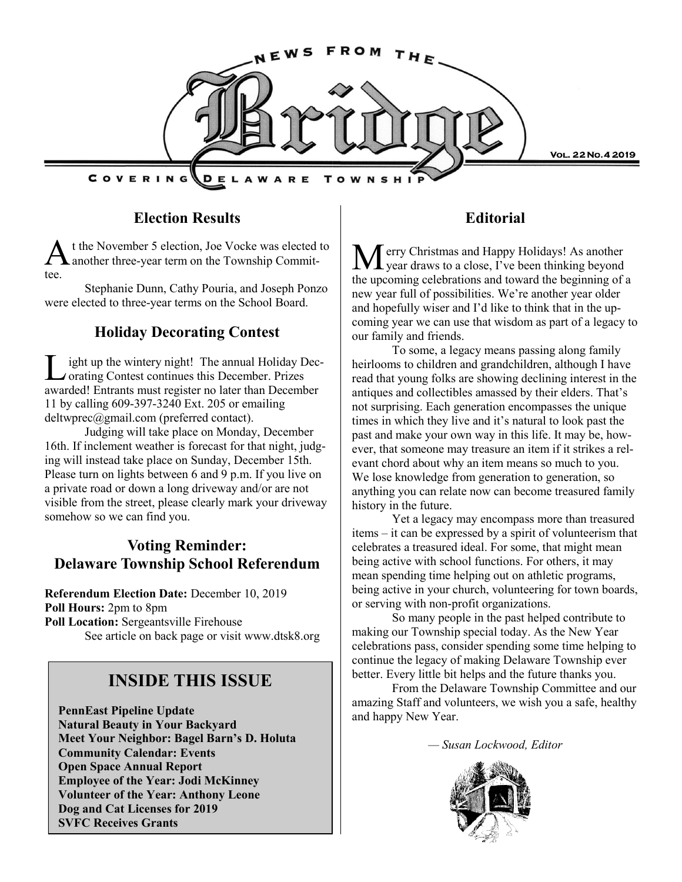# NEWS FROM THE Bridge

COVERING DELAWARE TOWNSHIP

Vol. 22 No. 4 2019

## Election Results

At the November 5 election, Joe Vocke was elected to another three-year term on the Township Committee.

Stephanie Dunn, Cathy Pouria, and Joseph Ponzo were elected to three-year terms on the School Board.

## Holiday Decorating Contest

Light up the wintery night! The annual Holiday Decorating Contest continues this December. Prizes awarded! Entrants must register no later than December 11 by calling 609-397-3240 Ext. 205 or emailing deltwprec@gmail.com (preferred contact).

Judging will take place on Monday, December 16th. If inclement weather is forecast for that night, judging will instead take place on Sunday, December 15th. Please turn on lights between 6 and 9 p.m. If you live on a private road or down a long driveway and/or are not visible from the street, please clearly mark your driveway somehow so we can find you.

## Voting Reminder: Delaware Township School Referendum

**Referendum Election Date:** December 10, 2019
**Poll Hours:** 2pm to 8pm
**Poll Location:** Sergeantsville Firehouse
See article on back page or visit www.dtsk8.org

## INSIDE THIS ISSUE

**PennEast Pipeline Update**
**Natural Beauty in Your Backyard**
**Meet Your Neighbor: Bagel Barn's D. Holuta**
**Community Calendar: Events**
**Open Space Annual Report**
**Employee of the Year: Jodi McKinney**
**Volunteer of the Year: Anthony Leone**
**Dog and Cat Licenses for 2019**
**SVFC Receives Grants**

## Editorial

Merry Christmas and Happy Holidays! As another year draws to a close, I've been thinking beyond the upcoming celebrations and toward the beginning of a new year full of possibilities. We're another year older and hopefully wiser and I'd like to think that in the upcoming year we can use that wisdom as part of a legacy to our family and friends.

To some, a legacy means passing along family heirlooms to children and grandchildren, although I have read that young folks are showing declining interest in the antiques and collectibles amassed by their elders. That's not surprising. Each generation encompasses the unique times in which they live and it's natural to look past the past and make your own way in this life. It may be, however, that someone may treasure an item if it strikes a relevant chord about why an item means so much to you. We lose knowledge from generation to generation, so anything you can relate now can become treasured family history in the future.

Yet a legacy may encompass more than treasured items – it can be expressed by a spirit of volunteerism that celebrates a treasured ideal. For some, that might mean being active with school functions. For others, it may mean spending time helping out on athletic programs, being active in your church, volunteering for town boards, or serving with non-profit organizations.

So many people in the past helped contribute to making our Township special today. As the New Year celebrations pass, consider spending some time helping to continue the legacy of making Delaware Township ever better. Every little bit helps and the future thanks you.

From the Delaware Township Committee and our amazing Staff and volunteers, we wish you a safe, healthy and happy New Year.

*— Susan Lockwood, Editor*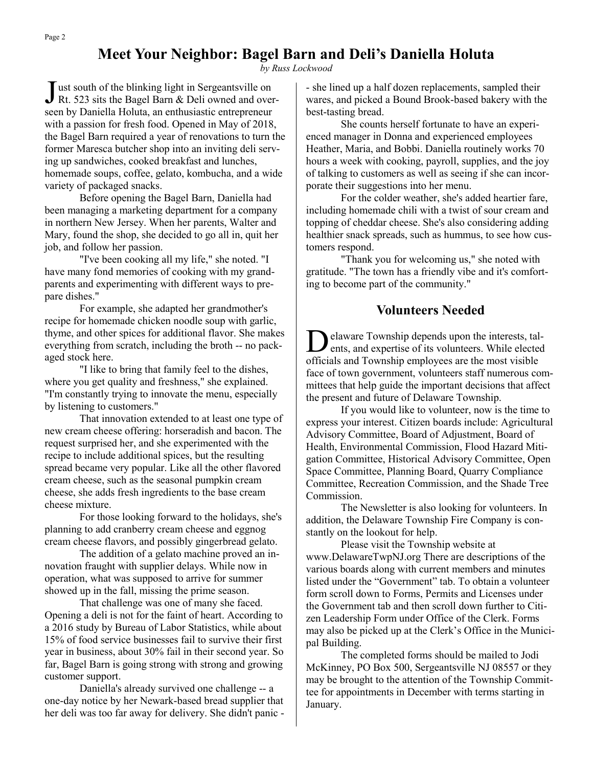# Meet Your Neighbor: Bagel Barn and Deli's Daniella Holuta

*by Russ Lockwood*

Just south of the blinking light in Sergeantsville on Rt. 523 sits the Bagel Barn & Deli owned and overseen by Daniella Holuta, an enthusiastic entrepreneur with a passion for fresh food. Opened in May of 2018, the Bagel Barn required a year of renovations to turn the former Maresca butcher shop into an inviting deli serving up sandwiches, cooked breakfast and lunches, homemade soups, coffee, gelato, kombucha, and a wide variety of packaged snacks.

Before opening the Bagel Barn, Daniella had been managing a marketing department for a company in northern New Jersey. When her parents, Walter and Mary, found the shop, she decided to go all in, quit her job, and follow her passion.

"I've been cooking all my life," she noted. "I have many fond memories of cooking with my grandparents and experimenting with different ways to prepare dishes."

For example, she adapted her grandmother's recipe for homemade chicken noodle soup with garlic, thyme, and other spices for additional flavor. She makes everything from scratch, including the broth -- no packaged stock here.

"I like to bring that family feel to the dishes, where you get quality and freshness," she explained. "I'm constantly trying to innovate the menu, especially by listening to customers."

That innovation extended to at least one type of new cream cheese offering: horseradish and bacon. The request surprised her, and she experimented with the recipe to include additional spices, but the resulting spread became very popular. Like all the other flavored cream cheese, such as the seasonal pumpkin cream cheese, she adds fresh ingredients to the base cream cheese mixture.

For those looking forward to the holidays, she's planning to add cranberry cream cheese and eggnog cream cheese flavors, and possibly gingerbread gelato.

The addition of a gelato machine proved an innovation fraught with supplier delays. While now in operation, what was supposed to arrive for summer showed up in the fall, missing the prime season.

That challenge was one of many she faced. Opening a deli is not for the faint of heart. According to a 2016 study by Bureau of Labor Statistics, while about 15% of food service businesses fail to survive their first year in business, about 30% fail in their second year. So far, Bagel Barn is going strong with strong and growing customer support.

Daniella's already survived one challenge -- a one-day notice by her Newark-based bread supplier that her deli was too far away for delivery. She didn't panic -- she lined up a half dozen replacements, sampled their wares, and picked a Bound Brook-based bakery with the best-tasting bread.

She counts herself fortunate to have an experienced manager in Donna and experienced employees Heather, Maria, and Bobbi. Daniella routinely works 70 hours a week with cooking, payroll, supplies, and the joy of talking to customers as well as seeing if she can incorporate their suggestions into her menu.

For the colder weather, she's added heartier fare, including homemade chili with a twist of sour cream and topping of cheddar cheese. She's also considering adding healthier snack spreads, such as hummus, to see how customers respond.

"Thank you for welcoming us," she noted with gratitude. "The town has a friendly vibe and it's comforting to become part of the community."

## Volunteers Needed

Delaware Township depends upon the interests, talents, and expertise of its volunteers. While elected officials and Township employees are the most visible face of town government, volunteers staff numerous committees that help guide the important decisions that affect the present and future of Delaware Township.

If you would like to volunteer, now is the time to express your interest. Citizen boards include: Agricultural Advisory Committee, Board of Adjustment, Board of Health, Environmental Commission, Flood Hazard Mitigation Committee, Historical Advisory Committee, Open Space Committee, Planning Board, Quarry Compliance Committee, Recreation Commission, and the Shade Tree Commission.

The Newsletter is also looking for volunteers. In addition, the Delaware Township Fire Company is constantly on the lookout for help.

Please visit the Township website at www.DelawareTwpNJ.org There are descriptions of the various boards along with current members and minutes listed under the "Government" tab. To obtain a volunteer form scroll down to Forms, Permits and Licenses under the Government tab and then scroll down further to Citizen Leadership Form under Office of the Clerk. Forms may also be picked up at the Clerk's Office in the Municipal Building.

The completed forms should be mailed to Jodi McKinney, PO Box 500, Sergeantsville NJ 08557 or they may be brought to the attention of the Township Committee for appointments in December with terms starting in January.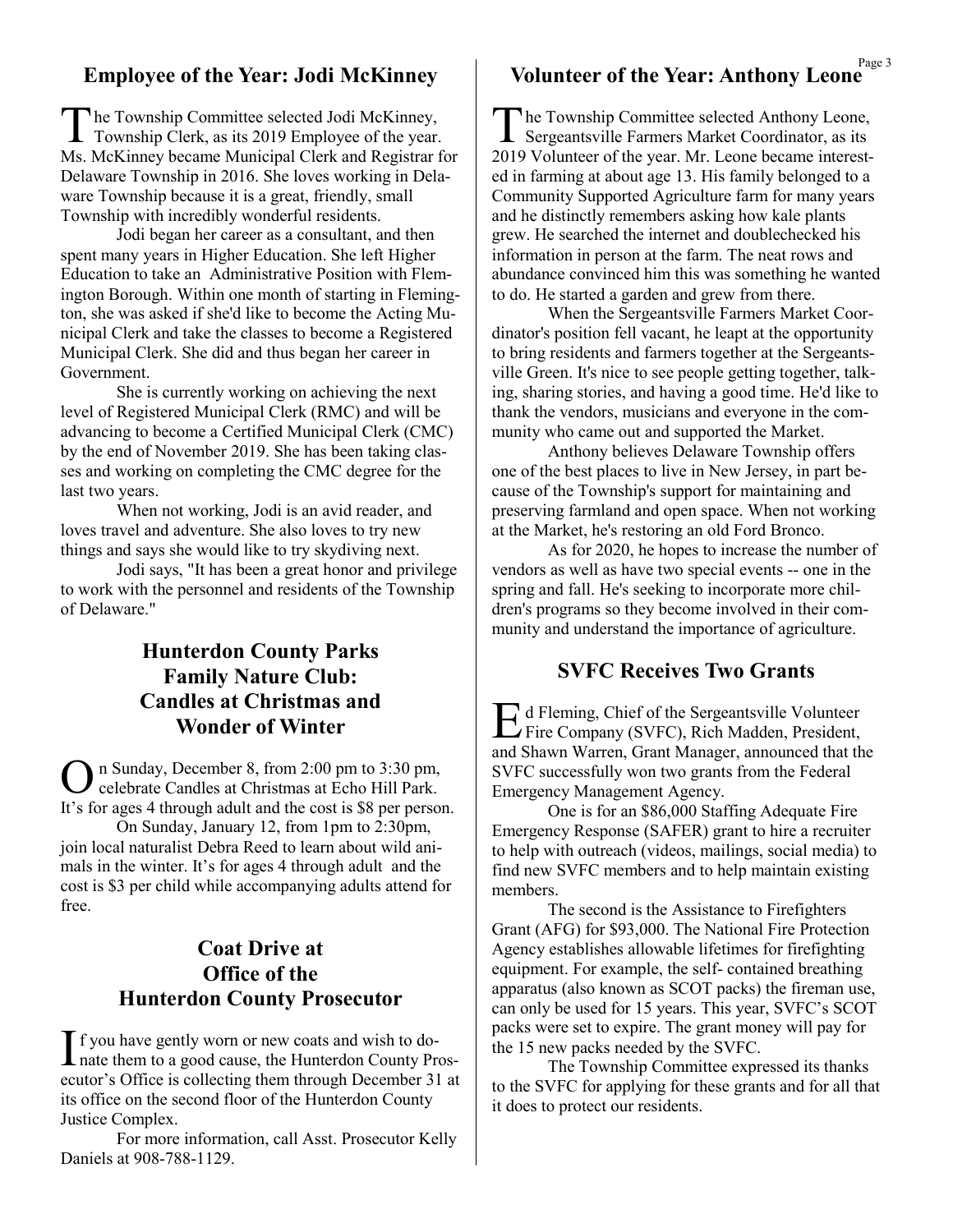## Employee of the Year: Jodi McKinney

The Township Committee selected Jodi McKinney, Township Clerk, as its 2019 Employee of the year. Ms. McKinney became Municipal Clerk and Registrar for Delaware Township in 2016. She loves working in Delaware Township because it is a great, friendly, small Township with incredibly wonderful residents.

Jodi began her career as a consultant, and then spent many years in Higher Education. She left Higher Education to take an Administrative Position with Flemington Borough. Within one month of starting in Flemington, she was asked if she'd like to become the Acting Municipal Clerk and take the classes to become a Registered Municipal Clerk. She did and thus began her career in Government.

She is currently working on achieving the next level of Registered Municipal Clerk (RMC) and will be advancing to become a Certified Municipal Clerk (CMC) by the end of November 2019. She has been taking classes and working on completing the CMC degree for the last two years.

When not working, Jodi is an avid reader, and loves travel and adventure. She also loves to try new things and says she would like to try skydiving next.

Jodi says, "It has been a great honor and privilege to work with the personnel and residents of the Township of Delaware."

## Hunterdon County Parks Family Nature Club: Candles at Christmas and Wonder of Winter

On Sunday, December 8, from 2:00 pm to 3:30 pm, celebrate Candles at Christmas at Echo Hill Park. It's for ages 4 through adult and the cost is $8 per person.

On Sunday, January 12, from 1pm to 2:30pm, join local naturalist Debra Reed to learn about wild animals in the winter. It's for ages 4 through adult and the cost is $3 per child while accompanying adults attend for free.

## Coat Drive at Office of the Hunterdon County Prosecutor

If you have gently worn or new coats and wish to donate them to a good cause, the Hunterdon County Prosecutor's Office is collecting them through December 31 at its office on the second floor of the Hunterdon County Justice Complex.

For more information, call Asst. Prosecutor Kelly Daniels at 908-788-1129.

## Volunteer of the Year: Anthony Leone

The Township Committee selected Anthony Leone, Sergeantsville Farmers Market Coordinator, as its 2019 Volunteer of the year. Mr. Leone became interested in farming at about age 13. His family belonged to a Community Supported Agriculture farm for many years and he distinctly remembers asking how kale plants grew. He searched the internet and doublechecked his information in person at the farm. The neat rows and abundance convinced him this was something he wanted to do. He started a garden and grew from there.

When the Sergeantsville Farmers Market Coordinator's position fell vacant, he leapt at the opportunity to bring residents and farmers together at the Sergeantsville Green. It's nice to see people getting together, talking, sharing stories, and having a good time. He'd like to thank the vendors, musicians and everyone in the community who came out and supported the Market.

Anthony believes Delaware Township offers one of the best places to live in New Jersey, in part because of the Township's support for maintaining and preserving farmland and open space. When not working at the Market, he's restoring an old Ford Bronco.

As for 2020, he hopes to increase the number of vendors as well as have two special events -- one in the spring and fall. He's seeking to incorporate more children's programs so they become involved in their community and understand the importance of agriculture.

## SVFC Receives Two Grants

Ed Fleming, Chief of the Sergeantsville Volunteer Fire Company (SVFC), Rich Madden, President, and Shawn Warren, Grant Manager, announced that the SVFC successfully won two grants from the Federal Emergency Management Agency.

One is for an $86,000 Staffing Adequate Fire Emergency Response (SAFER) grant to hire a recruiter to help with outreach (videos, mailings, social media) to find new SVFC members and to help maintain existing members.

The second is the Assistance to Firefighters Grant (AFG) for $93,000. The National Fire Protection Agency establishes allowable lifetimes for firefighting equipment. For example, the self- contained breathing apparatus (also known as SCOT packs) the fireman use, can only be used for 15 years. This year, SVFC's SCOT packs were set to expire. The grant money will pay for the 15 new packs needed by the SVFC.

The Township Committee expressed its thanks to the SVFC for applying for these grants and for all that it does to protect our residents.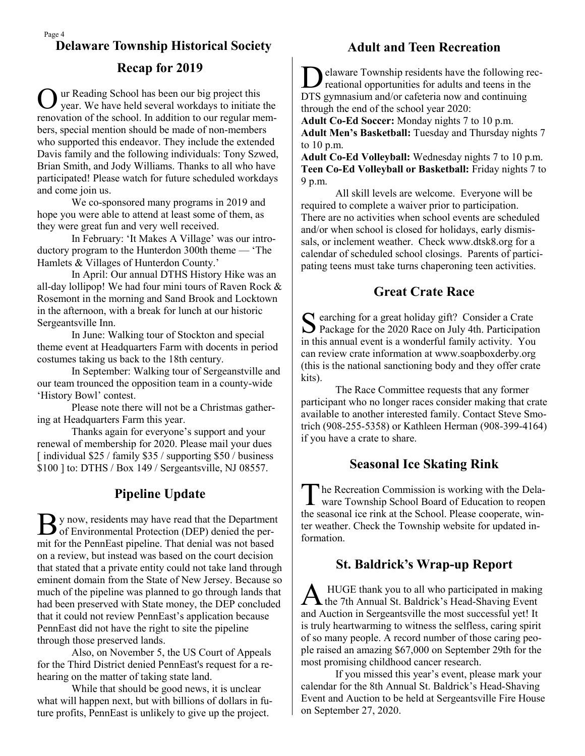## Delaware Township Historical Society

## Recap for 2019

Our Reading School has been our big project this year. We have held several workdays to initiate the renovation of the school. In addition to our regular members, special mention should be made of non-members who supported this endeavor. They include the extended Davis family and the following individuals: Tony Szwed, Brian Smith, and Jody Williams. Thanks to all who have participated! Please watch for future scheduled workdays and come join us.

We co-sponsored many programs in 2019 and hope you were able to attend at least some of them, as they were great fun and very well received.

In February: 'It Makes A Village' was our introductory program to the Hunterdon 300th theme — 'The Hamlets & Villages of Hunterdon County.'

In April: Our annual DTHS History Hike was an all-day lollipop! We had four mini tours of Raven Rock & Rosemont in the morning and Sand Brook and Locktown in the afternoon, with a break for lunch at our historic Sergeantsville Inn.

In June: Walking tour of Stockton and special theme event at Headquarters Farm with docents in period costumes taking us back to the 18th century.

In September: Walking tour of Sergeanstville and our team trounced the opposition team in a county-wide 'History Bowl' contest.

Please note there will not be a Christmas gathering at Headquarters Farm this year.

Thanks again for everyone's support and your renewal of membership for 2020. Please mail your dues [ individual $25 / family $35 / supporting $50 / business $100 ] to: DTHS / Box 149 / Sergeantsville, NJ 08557.

## Pipeline Update

By now, residents may have read that the Department of Environmental Protection (DEP) denied the permit for the PennEast pipeline. That denial was not based on a review, but instead was based on the court decision that stated that a private entity could not take land through eminent domain from the State of New Jersey. Because so much of the pipeline was planned to go through lands that had been preserved with State money, the DEP concluded that it could not review PennEast's application because PennEast did not have the right to site the pipeline through those preserved lands.

Also, on November 5, the US Court of Appeals for the Third District denied PennEast's request for a rehearing on the matter of taking state land.

While that should be good news, it is unclear what will happen next, but with billions of dollars in future profits, PennEast is unlikely to give up the project.

## Adult and Teen Recreation

Delaware Township residents have the following recreational opportunities for adults and teens in the DTS gymnasium and/or cafeteria now and continuing through the end of the school year 2020:

**Adult Co-Ed Soccer:** Monday nights 7 to 10 p.m.
**Adult Men's Basketball:** Tuesday and Thursday nights 7 to 10 p.m.
**Adult Co-Ed Volleyball:** Wednesday nights 7 to 10 p.m.
**Teen Co-Ed Volleyball or Basketball:** Friday nights 7 to 9 p.m.

All skill levels are welcome. Everyone will be required to complete a waiver prior to participation. There are no activities when school events are scheduled and/or when school is closed for holidays, early dismissals, or inclement weather. Check www.dtsk8.org for a calendar of scheduled school closings. Parents of participating teens must take turns chaperoning teen activities.

## Great Crate Race

Searching for a great holiday gift? Consider a Crate Package for the 2020 Race on July 4th. Participation in this annual event is a wonderful family activity. You can review crate information at www.soapboxderby.org (this is the national sanctioning body and they offer crate kits).

The Race Committee requests that any former participant who no longer races consider making that crate available to another interested family. Contact Steve Smotrich (908-255-5358) or Kathleen Herman (908-399-4164) if you have a crate to share.

## Seasonal Ice Skating Rink

The Recreation Commission is working with the Delaware Township School Board of Education to reopen the seasonal ice rink at the School. Please cooperate, winter weather. Check the Township website for updated information.

## St. Baldrick's Wrap-up Report

A HUGE thank you to all who participated in making the 7th Annual St. Baldrick's Head-Shaving Event and Auction in Sergeantsville the most successful yet! It is truly heartwarming to witness the selfless, caring spirit of so many people. A record number of those caring people raised an amazing $67,000 on September 29th for the most promising childhood cancer research.

If you missed this year's event, please mark your calendar for the 8th Annual St. Baldrick's Head-Shaving Event and Auction to be held at Sergeantsville Fire House on September 27, 2020.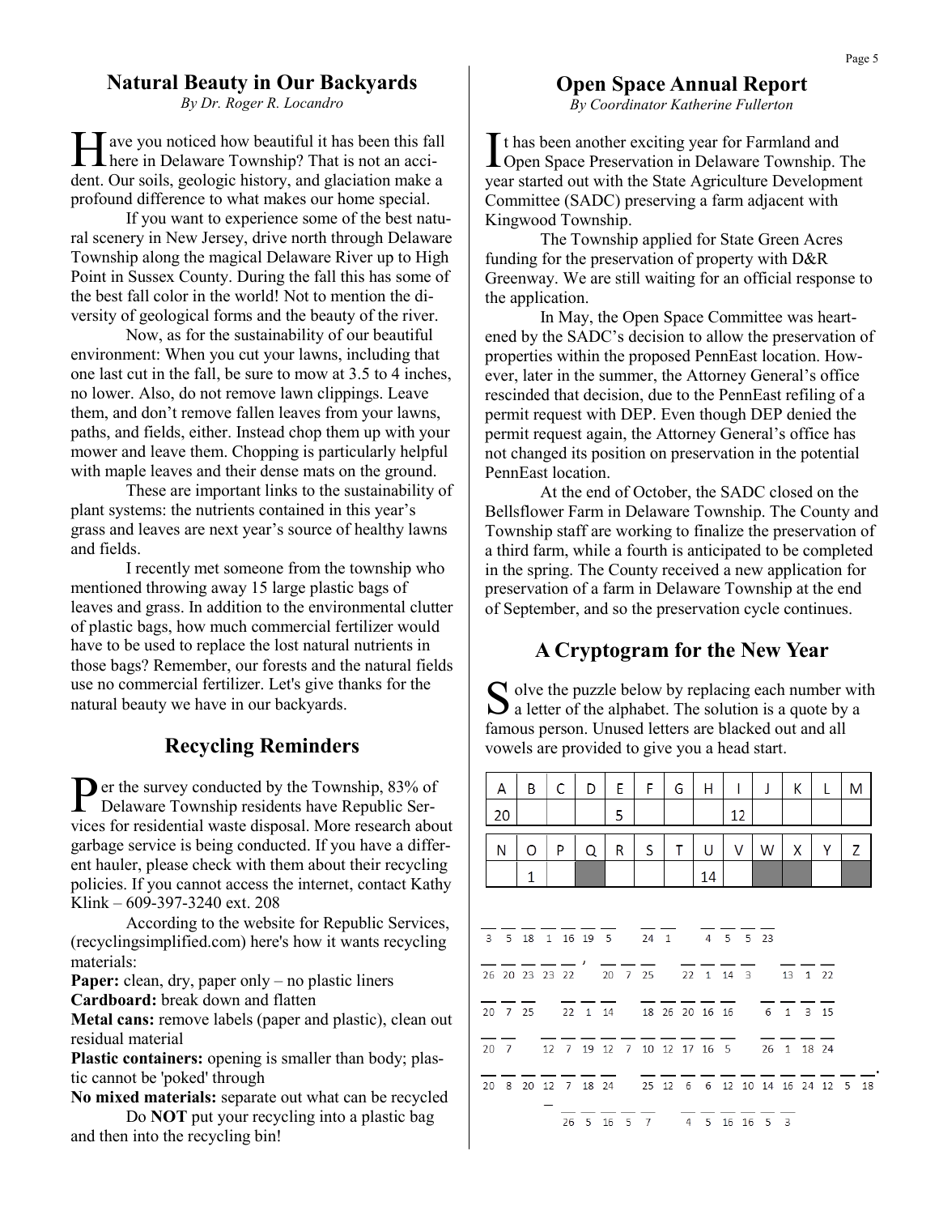## Natural Beauty in Our Backyards

*By Dr. Roger R. Locandro*

Have you noticed how beautiful it has been this fall here in Delaware Township? That is not an accident. Our soils, geologic history, and glaciation make a profound difference to what makes our home special.

If you want to experience some of the best natural scenery in New Jersey, drive north through Delaware Township along the magical Delaware River up to High Point in Sussex County. During the fall this has some of the best fall color in the world! Not to mention the diversity of geological forms and the beauty of the river.

Now, as for the sustainability of our beautiful environment: When you cut your lawns, including that one last cut in the fall, be sure to mow at 3.5 to 4 inches, no lower. Also, do not remove lawn clippings. Leave them, and don't remove fallen leaves from your lawns, paths, and fields, either. Instead chop them up with your mower and leave them. Chopping is particularly helpful with maple leaves and their dense mats on the ground.

These are important links to the sustainability of plant systems: the nutrients contained in this year's grass and leaves are next year's source of healthy lawns and fields.

I recently met someone from the township who mentioned throwing away 15 large plastic bags of leaves and grass. In addition to the environmental clutter of plastic bags, how much commercial fertilizer would have to be used to replace the lost natural nutrients in those bags? Remember, our forests and the natural fields use no commercial fertilizer. Let's give thanks for the natural beauty we have in our backyards.

## Recycling Reminders

Per the survey conducted by the Township, 83% of Delaware Township residents have Republic Services for residential waste disposal. More research about garbage service is being conducted. If you have a different hauler, please check with them about their recycling policies. If you cannot access the internet, contact Kathy Klink – 609-397-3240 ext. 208

According to the website for Republic Services, (recyclingsimplified.com) here's how it wants recycling materials:

**Paper:** clean, dry, paper only – no plastic liners
**Cardboard:** break down and flatten
**Metal cans:** remove labels (paper and plastic), clean out residual material
**Plastic containers:** opening is smaller than body; plastic cannot be 'poked' through
**No mixed materials:** separate out what can be recycled

Do **NOT** put your recycling into a plastic bag and then into the recycling bin!

## Open Space Annual Report

*By Coordinator Katherine Fullerton*

It has been another exciting year for Farmland and Open Space Preservation in Delaware Township. The year started out with the State Agriculture Development Committee (SADC) preserving a farm adjacent with Kingwood Township.

The Township applied for State Green Acres funding for the preservation of property with D&R Greenway. We are still waiting for an official response to the application.

In May, the Open Space Committee was heartened by the SADC's decision to allow the preservation of properties within the proposed PennEast location. However, later in the summer, the Attorney General's office rescinded that decision, due to the PennEast refiling of a permit request with DEP. Even though DEP denied the permit request again, the Attorney General's office has not changed its position on preservation in the potential PennEast location.

At the end of October, the SADC closed on the Bellsflower Farm in Delaware Township. The County and Township staff are working to finalize the preservation of a third farm, while a fourth is anticipated to be completed in the spring. The County received a new application for preservation of a farm in Delaware Township at the end of September, and so the preservation cycle continues.

## A Cryptogram for the New Year

Solve the puzzle below by replacing each number with a letter of the alphabet. The solution is a quote by a famous person. Unused letters are blacked out and all vowels are provided to give you a head start.

| A | B | C | D | E | F | G | H | I | J | K | L | M |
|---|---|---|---|---|---|---|---|---|---|---|---|---|
| 20 | | | | 5 | | | | 12 | | | | |

| N | O | P | Q | R | S | T | U | V | W | X | Y | Z |
|---|---|---|---|---|---|---|---|---|---|---|---|---|
| | 1 | | ■ | | | | 14 | | ■ | ■ | | ■ |

```
3 5 18 1 16 19 5   24 1   4 5 5 23
26 20 23 23 22 ,   20 7 25   22 1 14 3   13 1 22
20 7 25   22 1 14   18 26 20 16 16   6 1 3 15
20 7   12 7 19 12 7 10 12 17 16 5   26 1 18 24
20 8 20 12 7 18 24   25 12 6 6 12 10 14 16 24 12 5 18 .
— 26 5 16 5 7   4 5 16 16 5 3
```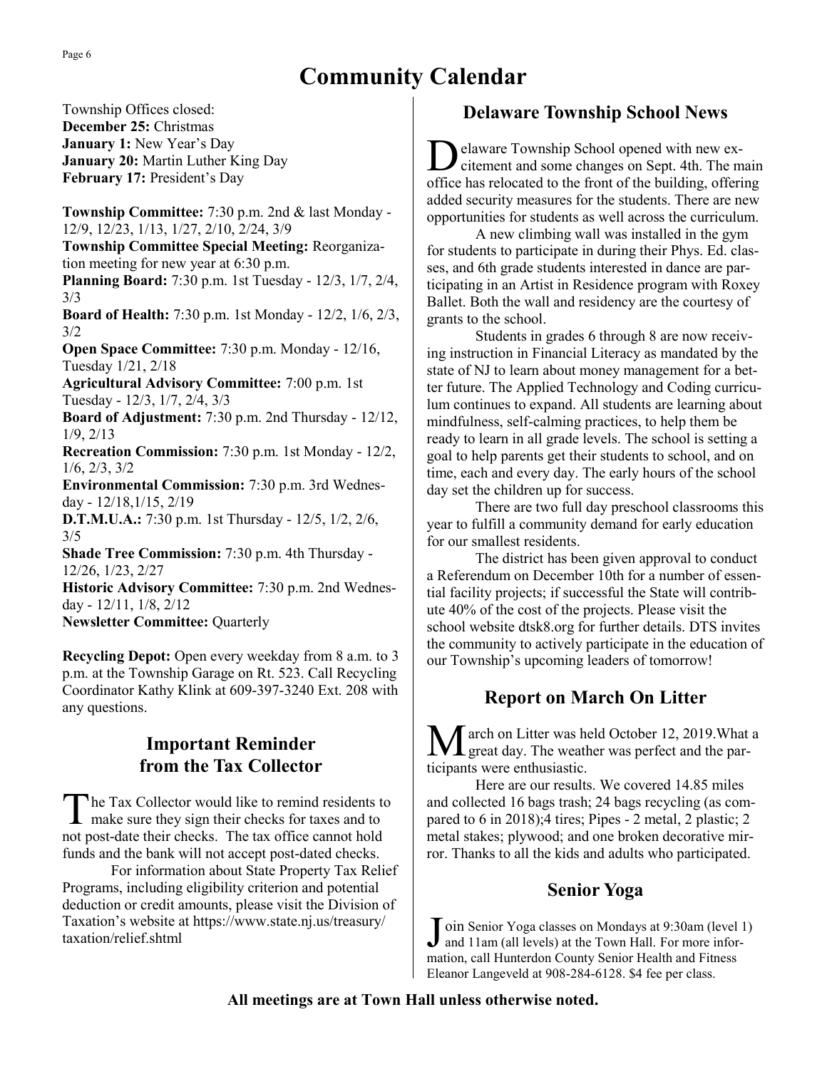// Community Calendar

Township Offices closed:
**December 25:** Christmas
**January 1:** New Year's Day
**January 20:** Martin Luther King Day
**February 17:** President's Day

**Township Committee:** 7:30 p.m. 2nd & last Monday - 12/9, 12/23, 1/13, 1/27, 2/10, 2/24, 3/9
**Township Committee Special Meeting:** Reorganization meeting for new year at 6:30 p.m.
**Planning Board:** 7:30 p.m. 1st Tuesday - 12/3, 1/7, 2/4, 3/3
**Board of Health:** 7:30 p.m. 1st Monday - 12/2, 1/6, 2/3, 3/2
**Open Space Committee:** 7:30 p.m. Monday - 12/16, Tuesday 1/21, 2/18
**Agricultural Advisory Committee:** 7:00 p.m. 1st Tuesday - 12/3, 1/7, 2/4, 3/3
**Board of Adjustment:** 7:30 p.m. 2nd Thursday - 12/12, 1/9, 2/13
**Recreation Commission:** 7:30 p.m. 1st Monday - 12/2, 1/6, 2/3, 3/2
**Environmental Commission:** 7:30 p.m. 3rd Wednesday - 12/18,1/15, 2/19
**D.T.M.U.A.:** 7:30 p.m. 1st Thursday - 12/5, 1/2, 2/6, 3/5
**Shade Tree Commission:** 7:30 p.m. 4th Thursday - 12/26, 1/23, 2/27
**Historic Advisory Committee:** 7:30 p.m. 2nd Wednesday - 12/11, 1/8, 2/12
**Newsletter Committee:** Quarterly

**Recycling Depot:** Open every weekday from 8 a.m. to 3 p.m. at the Township Garage on Rt. 523. Call Recycling Coordinator Kathy Klink at 609-397-3240 Ext. 208 with any questions.

## Important Reminder from the Tax Collector

The Tax Collector would like to remind residents to make sure they sign their checks for taxes and to not post-date their checks. The tax office cannot hold funds and the bank will not accept post-dated checks.

For information about State Property Tax Relief Programs, including eligibility criterion and potential deduction or credit amounts, please visit the Division of Taxation's website at https://www.state.nj.us/treasury/taxation/relief.shtml

## Delaware Township School News

Delaware Township School opened with new excitement and some changes on Sept. 4th. The main office has relocated to the front of the building, offering added security measures for the students. There are new opportunities for students as well across the curriculum.

A new climbing wall was installed in the gym for students to participate in during their Phys. Ed. classes, and 6th grade students interested in dance are participating in an Artist in Residence program with Roxey Ballet. Both the wall and residency are the courtesy of grants to the school.

Students in grades 6 through 8 are now receiving instruction in Financial Literacy as mandated by the state of NJ to learn about money management for a better future. The Applied Technology and Coding curriculum continues to expand. All students are learning about mindfulness, self-calming practices, to help them be ready to learn in all grade levels. The school is setting a goal to help parents get their students to school, and on time, each and every day. The early hours of the school day set the children up for success.

There are two full day preschool classrooms this year to fulfill a community demand for early education for our smallest residents.

The district has been given approval to conduct a Referendum on December 10th for a number of essential facility projects; if successful the State will contribute 40% of the cost of the projects. Please visit the school website dtsk8.org for further details. DTS invites the community to actively participate in the education of our Township's upcoming leaders of tomorrow!

## Report on March On Litter

March on Litter was held October 12, 2019.What a great day. The weather was perfect and the participants were enthusiastic.

Here are our results. We covered 14.85 miles and collected 16 bags trash; 24 bags recycling (as compared to 6 in 2018);4 tires; Pipes - 2 metal, 2 plastic; 2 metal stakes; plywood; and one broken decorative mirror. Thanks to all the kids and adults who participated.

## Senior Yoga

Join Senior Yoga classes on Mondays at 9:30am (level 1) and 11am (all levels) at the Town Hall. For more information, call Hunterdon County Senior Health and Fitness Eleanor Langeveld at 908-284-6128. $4 fee per class.

**All meetings are at Town Hall unless otherwise noted.**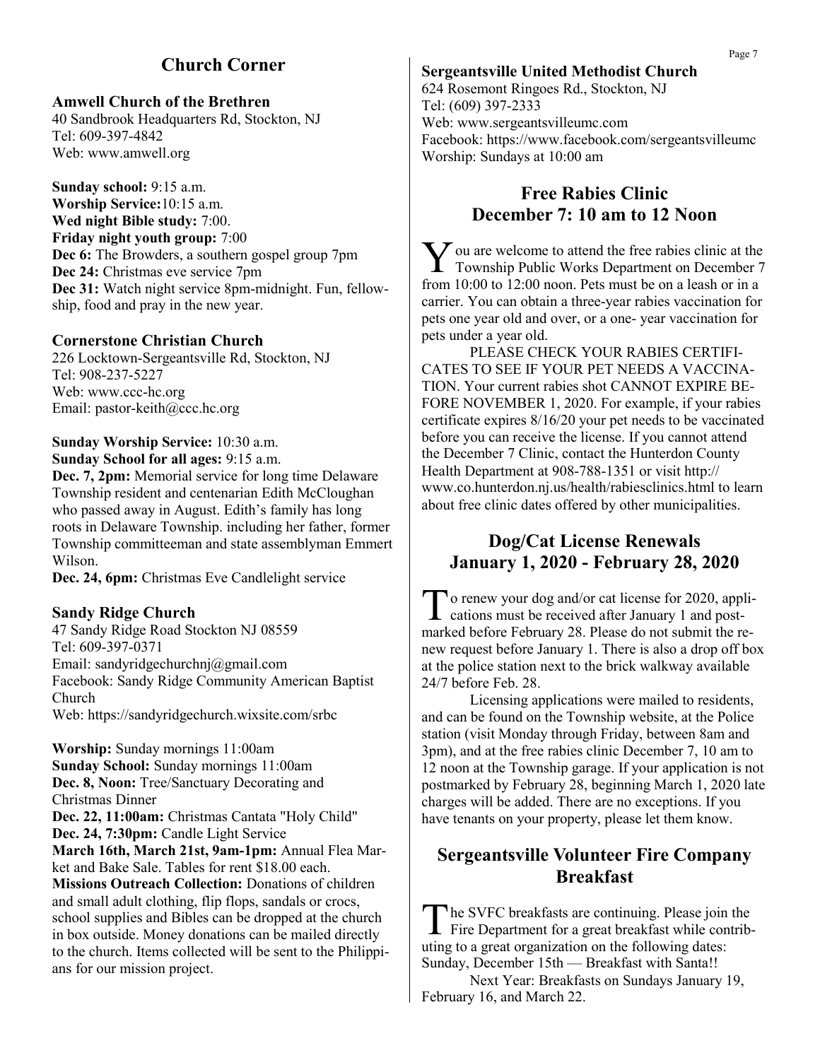## Church Corner

### Amwell Church of the Brethren

40 Sandbrook Headquarters Rd, Stockton, NJ
Tel: 609-397-4842
Web: www.amwell.org

**Sunday school:** 9:15 a.m.
**Worship Service:**10:15 a.m.
**Wed night Bible study:** 7:00.
**Friday night youth group:** 7:00
**Dec 6:** The Browders, a southern gospel group 7pm
**Dec 24:** Christmas eve service 7pm
**Dec 31:** Watch night service 8pm-midnight. Fun, fellowship, food and pray in the new year.

### Cornerstone Christian Church

226 Locktown-Sergeantsville Rd, Stockton, NJ
Tel: 908-237-5227
Web: www.ccc-hc.org
Email: pastor-keith@ccc.hc.org

**Sunday Worship Service:** 10:30 a.m.
**Sunday School for all ages:** 9:15 a.m.
**Dec. 7, 2pm:** Memorial service for long time Delaware Township resident and centenarian Edith McCloughan who passed away in August. Edith's family has long roots in Delaware Township. including her father, former Township committeeman and state assemblyman Emmert Wilson.
**Dec. 24, 6pm:** Christmas Eve Candlelight service

### Sandy Ridge Church

47 Sandy Ridge Road Stockton NJ 08559
Tel: 609-397-0371
Email: sandyridgechurchnj@gmail.com
Facebook: Sandy Ridge Community American Baptist Church
Web: https://sandyridgechurch.wixsite.com/srbc

**Worship:** Sunday mornings 11:00am
**Sunday School:** Sunday mornings 11:00am
**Dec. 8, Noon:** Tree/Sanctuary Decorating and Christmas Dinner
**Dec. 22, 11:00am:** Christmas Cantata "Holy Child"
**Dec. 24, 7:30pm:** Candle Light Service
**March 16th, March 21st, 9am-1pm:** Annual Flea Market and Bake Sale. Tables for rent $18.00 each.
**Missions Outreach Collection:** Donations of children and small adult clothing, flip flops, sandals or crocs, school supplies and Bibles can be dropped at the church in box outside. Money donations can be mailed directly to the church. Items collected will be sent to the Philippians for our mission project.

### Sergeantsville United Methodist Church

624 Rosemont Ringoes Rd., Stockton, NJ
Tel: (609) 397-2333
Web: www.sergeantsvilleumc.com
Facebook: https://www.facebook.com/sergeantsvilleumc
Worship: Sundays at 10:00 am

## Free Rabies Clinic December 7: 10 am to 12 Noon

You are welcome to attend the free rabies clinic at the Township Public Works Department on December 7 from 10:00 to 12:00 noon. Pets must be on a leash or in a carrier. You can obtain a three-year rabies vaccination for pets one year old and over, or a one- year vaccination for pets under a year old.

PLEASE CHECK YOUR RABIES CERTIFICATES TO SEE IF YOUR PET NEEDS A VACCINATION. Your current rabies shot CANNOT EXPIRE BEFORE NOVEMBER 1, 2020. For example, if your rabies certificate expires 8/16/20 your pet needs to be vaccinated before you can receive the license. If you cannot attend the December 7 Clinic, contact the Hunterdon County Health Department at 908-788-1351 or visit http://www.co.hunterdon.nj.us/health/rabiesclinics.html to learn about free clinic dates offered by other municipalities.

## Dog/Cat License Renewals January 1, 2020 - February 28, 2020

To renew your dog and/or cat license for 2020, applications must be received after January 1 and postmarked before February 28. Please do not submit the renew request before January 1. There is also a drop off box at the police station next to the brick walkway available 24/7 before Feb. 28.

Licensing applications were mailed to residents, and can be found on the Township website, at the Police station (visit Monday through Friday, between 8am and 3pm), and at the free rabies clinic December 7, 10 am to 12 noon at the Township garage. If your application is not postmarked by February 28, beginning March 1, 2020 late charges will be added. There are no exceptions. If you have tenants on your property, please let them know.

## Sergeantsville Volunteer Fire Company Breakfast

The SVFC breakfasts are continuing. Please join the Fire Department for a great breakfast while contributing to a great organization on the following dates: Sunday, December 15th — Breakfast with Santa!!

Next Year: Breakfasts on Sundays January 19, February 16, and March 22.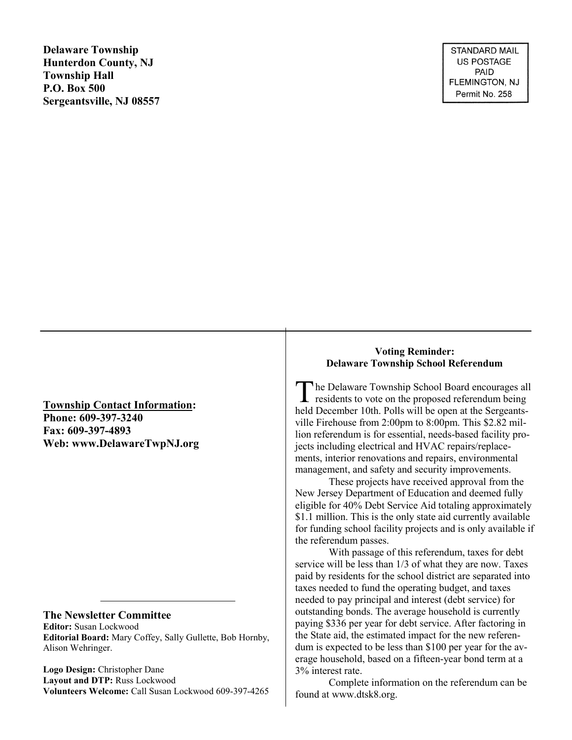**Delaware Township**
**Hunterdon County, NJ**
**Township Hall**
**P.O. Box 500**
**Sergeantsville, NJ 08557**

STANDARD MAIL
US POSTAGE
PAID
FLEMINGTON, NJ
Permit No. 258

**Township Contact Information:**
**Phone: 609-397-3240**
**Fax: 609-397-4893**
**Web: www.DelawareTwpNJ.org**

---

**The Newsletter Committee**

**Editor:** Susan Lockwood
**Editorial Board:** Mary Coffey, Sally Gullette, Bob Hornby, Alison Wehringer.

**Logo Design:** Christopher Dane
**Layout and DTP:** Russ Lockwood
**Volunteers Welcome:** Call Susan Lockwood 609-397-4265

## Voting Reminder: Delaware Township School Referendum

The Delaware Township School Board encourages all residents to vote on the proposed referendum being held December 10th. Polls will be open at the Sergeantsville Firehouse from 2:00pm to 8:00pm. This $2.82 million referendum is for essential, needs-based facility projects including electrical and HVAC repairs/replacements, interior renovations and repairs, environmental management, and safety and security improvements.

These projects have received approval from the New Jersey Department of Education and deemed fully eligible for 40% Debt Service Aid totaling approximately $1.1 million. This is the only state aid currently available for funding school facility projects and is only available if the referendum passes.

With passage of this referendum, taxes for debt service will be less than 1/3 of what they are now. Taxes paid by residents for the school district are separated into taxes needed to fund the operating budget, and taxes needed to pay principal and interest (debt service) for outstanding bonds. The average household is currently paying $336 per year for debt service. After factoring in the State aid, the estimated impact for the new referendum is expected to be less than $100 per year for the average household, based on a fifteen-year bond term at a 3% interest rate.

Complete information on the referendum can be found at www.dtsk8.org.